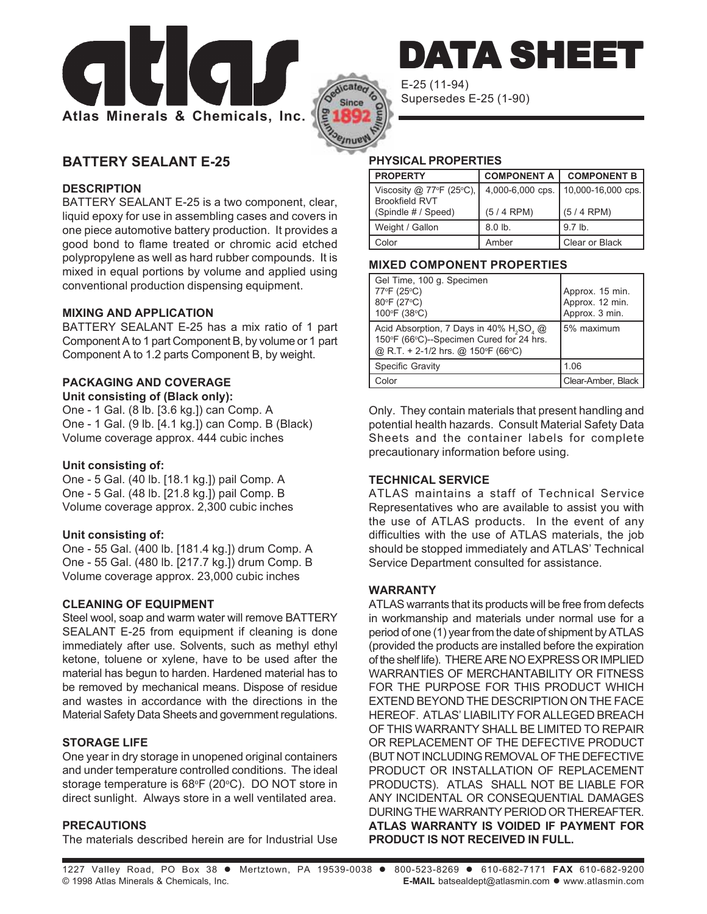# atlas

**Atlas Minerals & Chemicals, Inc.**

# DATA SHEET

E-25 (11-94)
Supersedes E-25 (1-90)

## BATTERY SEALANT E-25

### DESCRIPTION

BATTERY SEALANT E-25 is a two component, clear, liquid epoxy for use in assembling cases and covers in one piece automotive battery production. It provides a good bond to flame treated or chromic acid etched polypropylene as well as hard rubber compounds. It is mixed in equal portions by volume and applied using conventional production dispensing equipment.

### MIXING AND APPLICATION

BATTERY SEALANT E-25 has a mix ratio of 1 part Component A to 1 part Component B, by volume or 1 part Component A to 1.2 parts Component B, by weight.

### PACKAGING AND COVERAGE

**Unit consisting of (Black only):**

One - 1 Gal. (8 lb. [3.6 kg.]) can Comp. A
One - 1 Gal. (9 lb. [4.1 kg.]) can Comp. B (Black)
Volume coverage approx. 444 cubic inches

**Unit consisting of:**

One - 5 Gal. (40 lb. [18.1 kg.]) pail Comp. A
One - 5 Gal. (48 lb. [21.8 kg.]) pail Comp. B
Volume coverage approx. 2,300 cubic inches

**Unit consisting of:**

One - 55 Gal. (400 lb. [181.4 kg.]) drum Comp. A
One - 55 Gal. (480 lb. [217.7 kg.]) drum Comp. B
Volume coverage approx. 23,000 cubic inches

### CLEANING OF EQUIPMENT

Steel wool, soap and warm water will remove BATTERY SEALANT E-25 from equipment if cleaning is done immediately after use. Solvents, such as methyl ethyl ketone, toluene or xylene, have to be used after the material has begun to harden. Hardened material has to be removed by mechanical means. Dispose of residue and wastes in accordance with the directions in the Material Safety Data Sheets and government regulations.

### STORAGE LIFE

One year in dry storage in unopened original containers and under temperature controlled conditions. The ideal storage temperature is 68°F (20°C). DO NOT store in direct sunlight. Always store in a well ventilated area.

### PRECAUTIONS

The materials described herein are for Industrial Use Only. They contain materials that present handling and potential health hazards. Consult Material Safety Data Sheets and the container labels for complete precautionary information before using.

### PHYSICAL PROPERTIES

| PROPERTY | COMPONENT A | COMPONENT B |
|---|---|---|
| Viscosity @ 77°F (25°C), Brookfield RVT (Spindle # / Speed) | 4,000-6,000 cps. (5 / 4 RPM) | 10,000-16,000 cps. (5 / 4 RPM) |
| Weight / Gallon | 8.0 lb. | 9.7 lb. |
| Color | Amber | Clear or Black |

### MIXED COMPONENT PROPERTIES

| | |
|---|---|
| Gel Time, 100 g. Specimen<br>77°F (25°C)<br>80°F (27°C)<br>100°F (38°C) | <br>Approx. 15 min.<br>Approx. 12 min.<br>Approx. 3 min. |
| Acid Absorption, 7 Days in 40% $H_2SO_4$ @ 150°F (66°C)--Specimen Cured for 24 hrs. @ R.T. + 2-1/2 hrs. @ 150°F (66°C) | 5% maximum |
| Specific Gravity | 1.06 |
| Color | Clear-Amber, Black |

### TECHNICAL SERVICE

ATLAS maintains a staff of Technical Service Representatives who are available to assist you with the use of ATLAS products. In the event of any difficulties with the use of ATLAS materials, the job should be stopped immediately and ATLAS' Technical Service Department consulted for assistance.

### WARRANTY

ATLAS warrants that its products will be free from defects in workmanship and materials under normal use for a period of one (1) year from the date of shipment by ATLAS (provided the products are installed before the expiration of the shelf life). THERE ARE NO EXPRESS OR IMPLIED WARRANTIES OF MERCHANTABILITY OR FITNESS FOR THE PURPOSE FOR THIS PRODUCT WHICH EXTEND BEYOND THE DESCRIPTION ON THE FACE HEREOF. ATLAS' LIABILITY FOR ALLEGED BREACH OF THIS WARRANTY SHALL BE LIMITED TO REPAIR OR REPLACEMENT OF THE DEFECTIVE PRODUCT (BUT NOT INCLUDING REMOVAL OF THE DEFECTIVE PRODUCT OR INSTALLATION OF REPLACEMENT PRODUCTS). ATLAS SHALL NOT BE LIABLE FOR ANY INCIDENTAL OR CONSEQUENTIAL DAMAGES DURING THE WARRANTY PERIOD OR THEREAFTER. **ATLAS WARRANTY IS VOIDED IF PAYMENT FOR PRODUCT IS NOT RECEIVED IN FULL.**

1227 Valley Road, PO Box 38 ● Mertztown, PA 19539-0038 ● 800-523-8269 ● 610-682-7171 **FAX** 610-682-9200
© 1998 Atlas Minerals & Chemicals, Inc. **E-MAIL** batsealdept@atlasmin.com ● www.atlasmin.com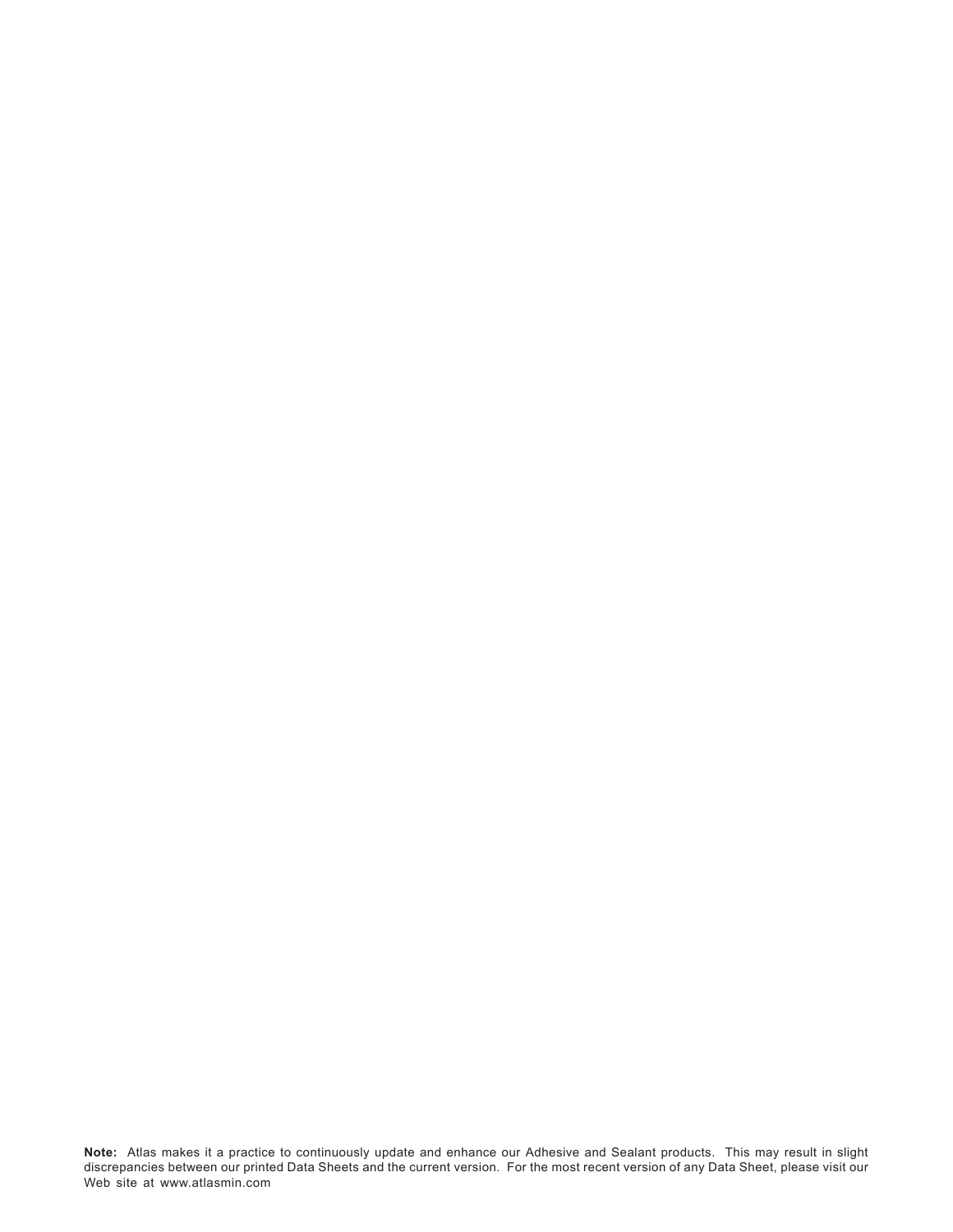**Note:** Atlas makes it a practice to continuously update and enhance our Adhesive and Sealant products. This may result in slight discrepancies between our printed Data Sheets and the current version. For the most recent version of any Data Sheet, please visit our Web site at www.atlasmin.com